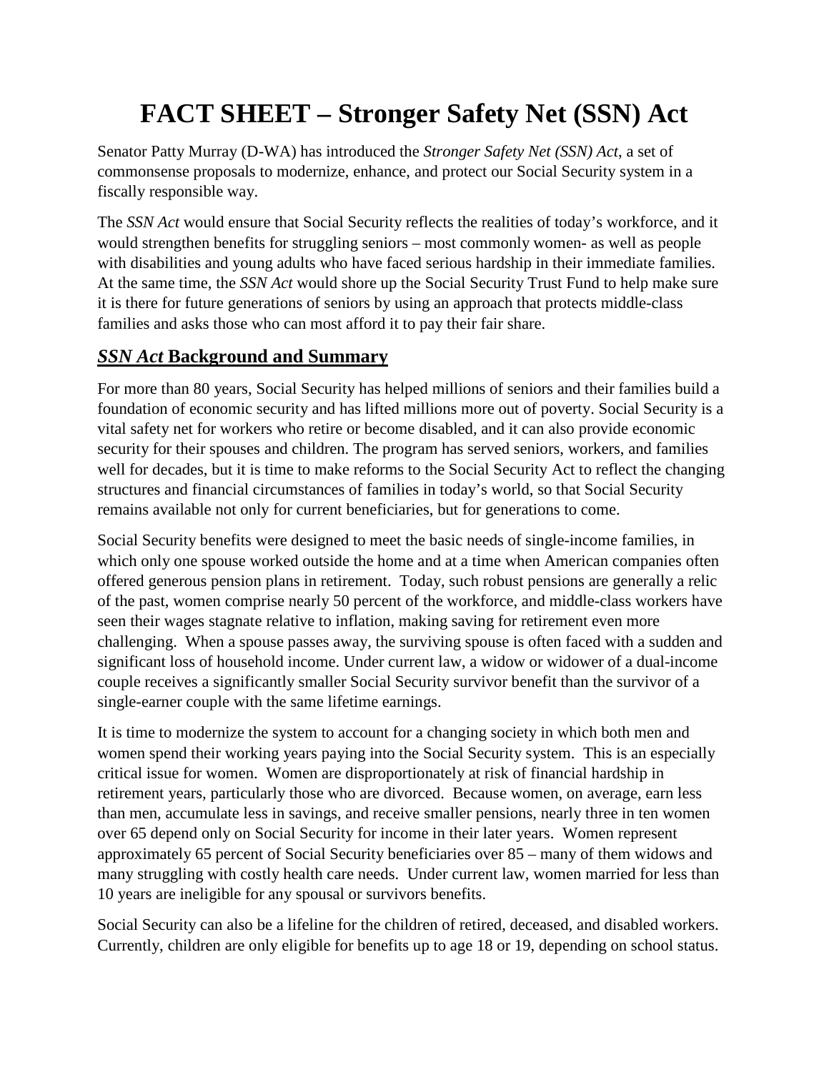# FACT SHEET – Stronger Safety Net (SSN) Act

Senator Patty Murray (D-WA) has introduced the *Stronger Safety Net (SSN) Act*, a set of commonsense proposals to modernize, enhance, and protect our Social Security system in a fiscally responsible way.

The *SSN Act* would ensure that Social Security reflects the realities of today's workforce, and it would strengthen benefits for struggling seniors – most commonly women- as well as people with disabilities and young adults who have faced serious hardship in their immediate families. At the same time, the *SSN Act* would shore up the Social Security Trust Fund to help make sure it is there for future generations of seniors by using an approach that protects middle-class families and asks those who can most afford it to pay their fair share.

## *SSN Act* Background and Summary

For more than 80 years, Social Security has helped millions of seniors and their families build a foundation of economic security and has lifted millions more out of poverty. Social Security is a vital safety net for workers who retire or become disabled, and it can also provide economic security for their spouses and children. The program has served seniors, workers, and families well for decades, but it is time to make reforms to the Social Security Act to reflect the changing structures and financial circumstances of families in today's world, so that Social Security remains available not only for current beneficiaries, but for generations to come.

Social Security benefits were designed to meet the basic needs of single-income families, in which only one spouse worked outside the home and at a time when American companies often offered generous pension plans in retirement. Today, such robust pensions are generally a relic of the past, women comprise nearly 50 percent of the workforce, and middle-class workers have seen their wages stagnate relative to inflation, making saving for retirement even more challenging. When a spouse passes away, the surviving spouse is often faced with a sudden and significant loss of household income. Under current law, a widow or widower of a dual-income couple receives a significantly smaller Social Security survivor benefit than the survivor of a single-earner couple with the same lifetime earnings.

It is time to modernize the system to account for a changing society in which both men and women spend their working years paying into the Social Security system. This is an especially critical issue for women. Women are disproportionately at risk of financial hardship in retirement years, particularly those who are divorced. Because women, on average, earn less than men, accumulate less in savings, and receive smaller pensions, nearly three in ten women over 65 depend only on Social Security for income in their later years. Women represent approximately 65 percent of Social Security beneficiaries over 85 – many of them widows and many struggling with costly health care needs. Under current law, women married for less than 10 years are ineligible for any spousal or survivors benefits.

Social Security can also be a lifeline for the children of retired, deceased, and disabled workers. Currently, children are only eligible for benefits up to age 18 or 19, depending on school status.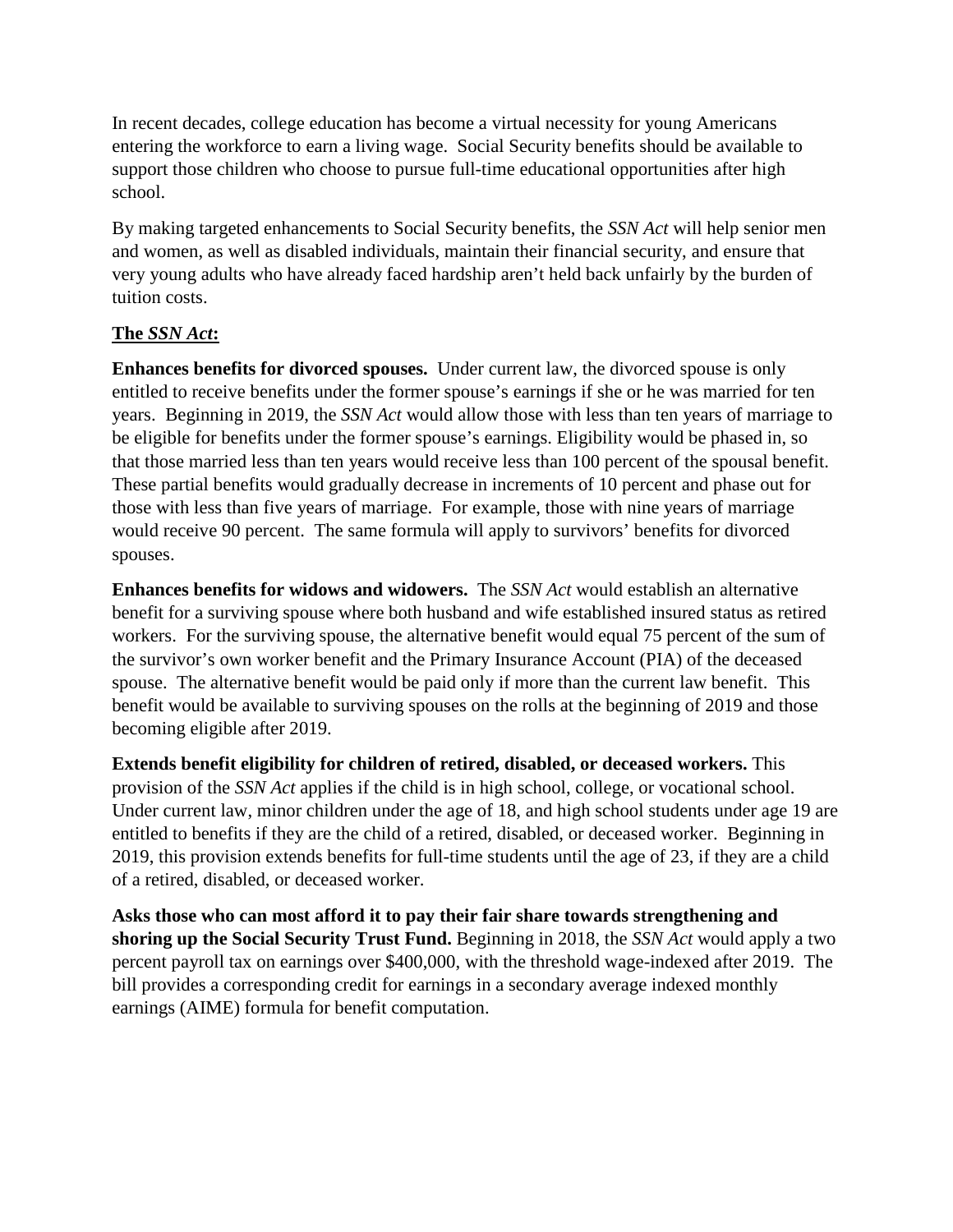In recent decades, college education has become a virtual necessity for young Americans entering the workforce to earn a living wage. Social Security benefits should be available to support those children who choose to pursue full-time educational opportunities after high school.

By making targeted enhancements to Social Security benefits, the *SSN Act* will help senior men and women, as well as disabled individuals, maintain their financial security, and ensure that very young adults who have already faced hardship aren't held back unfairly by the burden of tuition costs.

**The *SSN Act*:**

**Enhances benefits for divorced spouses.** Under current law, the divorced spouse is only entitled to receive benefits under the former spouse's earnings if she or he was married for ten years. Beginning in 2019, the *SSN Act* would allow those with less than ten years of marriage to be eligible for benefits under the former spouse's earnings. Eligibility would be phased in, so that those married less than ten years would receive less than 100 percent of the spousal benefit. These partial benefits would gradually decrease in increments of 10 percent and phase out for those with less than five years of marriage. For example, those with nine years of marriage would receive 90 percent. The same formula will apply to survivors' benefits for divorced spouses.

**Enhances benefits for widows and widowers.** The *SSN Act* would establish an alternative benefit for a surviving spouse where both husband and wife established insured status as retired workers. For the surviving spouse, the alternative benefit would equal 75 percent of the sum of the survivor's own worker benefit and the Primary Insurance Account (PIA) of the deceased spouse. The alternative benefit would be paid only if more than the current law benefit. This benefit would be available to surviving spouses on the rolls at the beginning of 2019 and those becoming eligible after 2019.

**Extends benefit eligibility for children of retired, disabled, or deceased workers.** This provision of the *SSN Act* applies if the child is in high school, college, or vocational school. Under current law, minor children under the age of 18, and high school students under age 19 are entitled to benefits if they are the child of a retired, disabled, or deceased worker. Beginning in 2019, this provision extends benefits for full-time students until the age of 23, if they are a child of a retired, disabled, or deceased worker.

**Asks those who can most afford it to pay their fair share towards strengthening and shoring up the Social Security Trust Fund.** Beginning in 2018, the *SSN Act* would apply a two percent payroll tax on earnings over $400,000, with the threshold wage-indexed after 2019. The bill provides a corresponding credit for earnings in a secondary average indexed monthly earnings (AIME) formula for benefit computation.